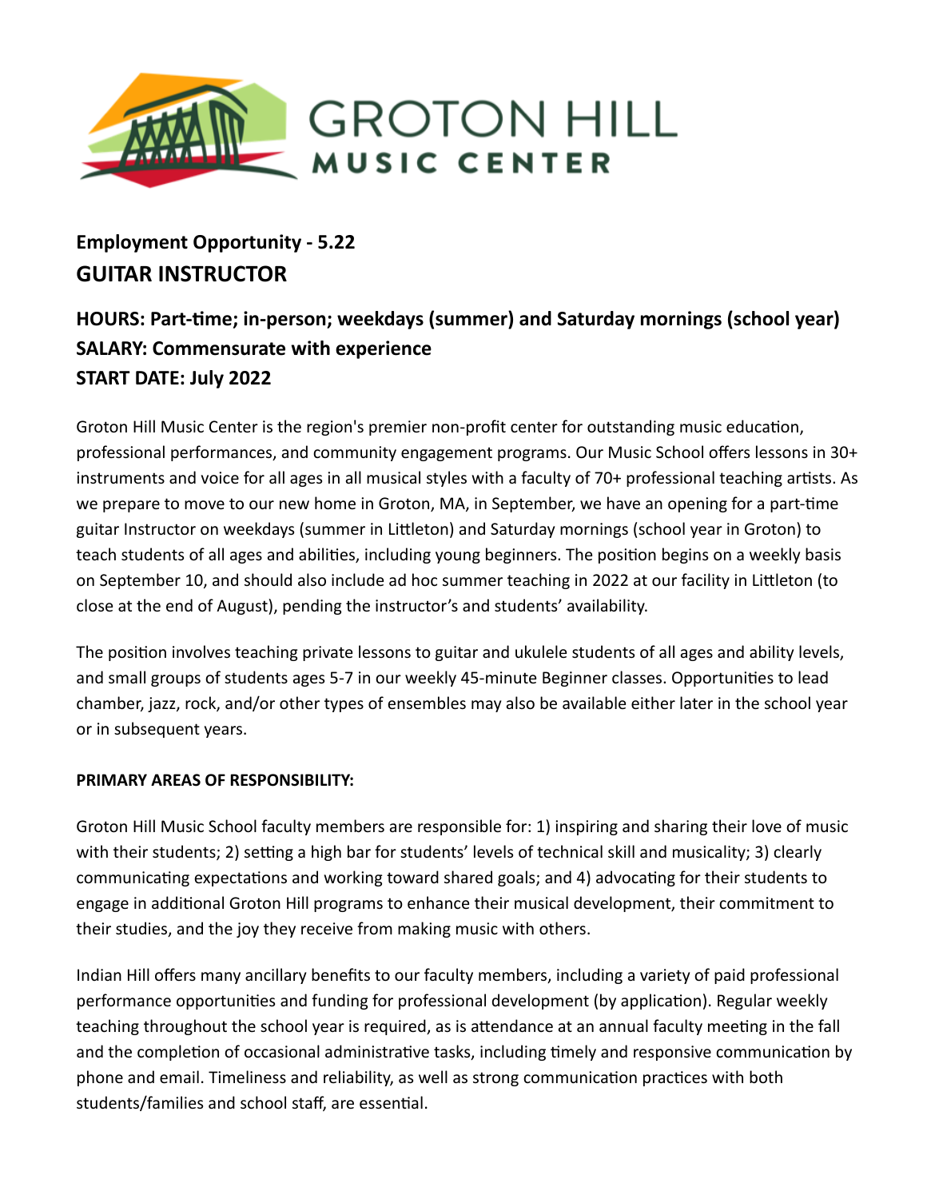GROTON HILL MUSIC CENTER

**Employment Opportunity - 5.22**
## GUITAR INSTRUCTOR

### HOURS: Part-time; in-person; weekdays (summer) and Saturday mornings (school year)
### SALARY: Commensurate with experience
### START DATE: July 2022

Groton Hill Music Center is the region's premier non-profit center for outstanding music education, professional performances, and community engagement programs. Our Music School offers lessons in 30+ instruments and voice for all ages in all musical styles with a faculty of 70+ professional teaching artists. As we prepare to move to our new home in Groton, MA, in September, we have an opening for a part-time guitar Instructor on weekdays (summer in Littleton) and Saturday mornings (school year in Groton) to teach students of all ages and abilities, including young beginners. The position begins on a weekly basis on September 10, and should also include ad hoc summer teaching in 2022 at our facility in Littleton (to close at the end of August), pending the instructor's and students' availability.

The position involves teaching private lessons to guitar and ukulele students of all ages and ability levels, and small groups of students ages 5-7 in our weekly 45-minute Beginner classes. Opportunities to lead chamber, jazz, rock, and/or other types of ensembles may also be available either later in the school year or in subsequent years.

**PRIMARY AREAS OF RESPONSIBILITY:**

Groton Hill Music School faculty members are responsible for: 1) inspiring and sharing their love of music with their students; 2) setting a high bar for students' levels of technical skill and musicality; 3) clearly communicating expectations and working toward shared goals; and 4) advocating for their students to engage in additional Groton Hill programs to enhance their musical development, their commitment to their studies, and the joy they receive from making music with others.

Indian Hill offers many ancillary benefits to our faculty members, including a variety of paid professional performance opportunities and funding for professional development (by application). Regular weekly teaching throughout the school year is required, as is attendance at an annual faculty meeting in the fall and the completion of occasional administrative tasks, including timely and responsive communication by phone and email. Timeliness and reliability, as well as strong communication practices with both students/families and school staff, are essential.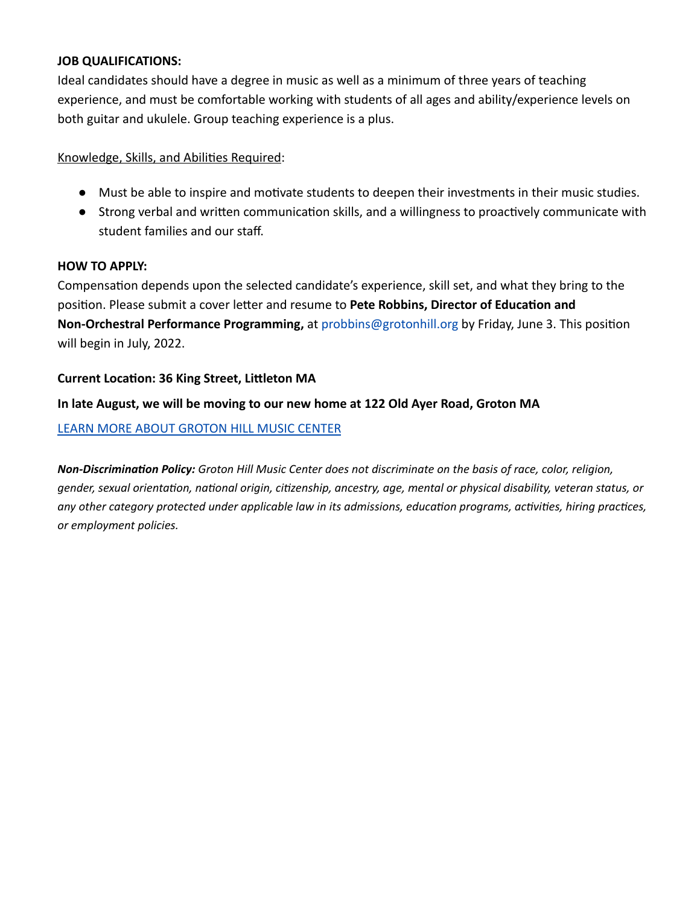**JOB QUALIFICATIONS:**
Ideal candidates should have a degree in music as well as a minimum of three years of teaching experience, and must be comfortable working with students of all ages and ability/experience levels on both guitar and ukulele. Group teaching experience is a plus.

<u>Knowledge, Skills, and Abilities Required</u>:

- Must be able to inspire and motivate students to deepen their investments in their music studies.
- Strong verbal and written communication skills, and a willingness to proactively communicate with student families and our staff.

**HOW TO APPLY:**
Compensation depends upon the selected candidate's experience, skill set, and what they bring to the position. Please submit a cover letter and resume to **Pete Robbins, Director of Education and Non-Orchestral Performance Programming,** at probbins@grotonhill.org by Friday, June 3. This position will begin in July, 2022.

**Current Location: 36 King Street, Littleton MA**

**In late August, we will be moving to our new home at 122 Old Ayer Road, Groton MA**

[LEARN MORE ABOUT GROTON HILL MUSIC CENTER]()

***Non-Discrimination Policy:*** *Groton Hill Music Center does not discriminate on the basis of race, color, religion, gender, sexual orientation, national origin, citizenship, ancestry, age, mental or physical disability, veteran status, or any other category protected under applicable law in its admissions, education programs, activities, hiring practices, or employment policies.*